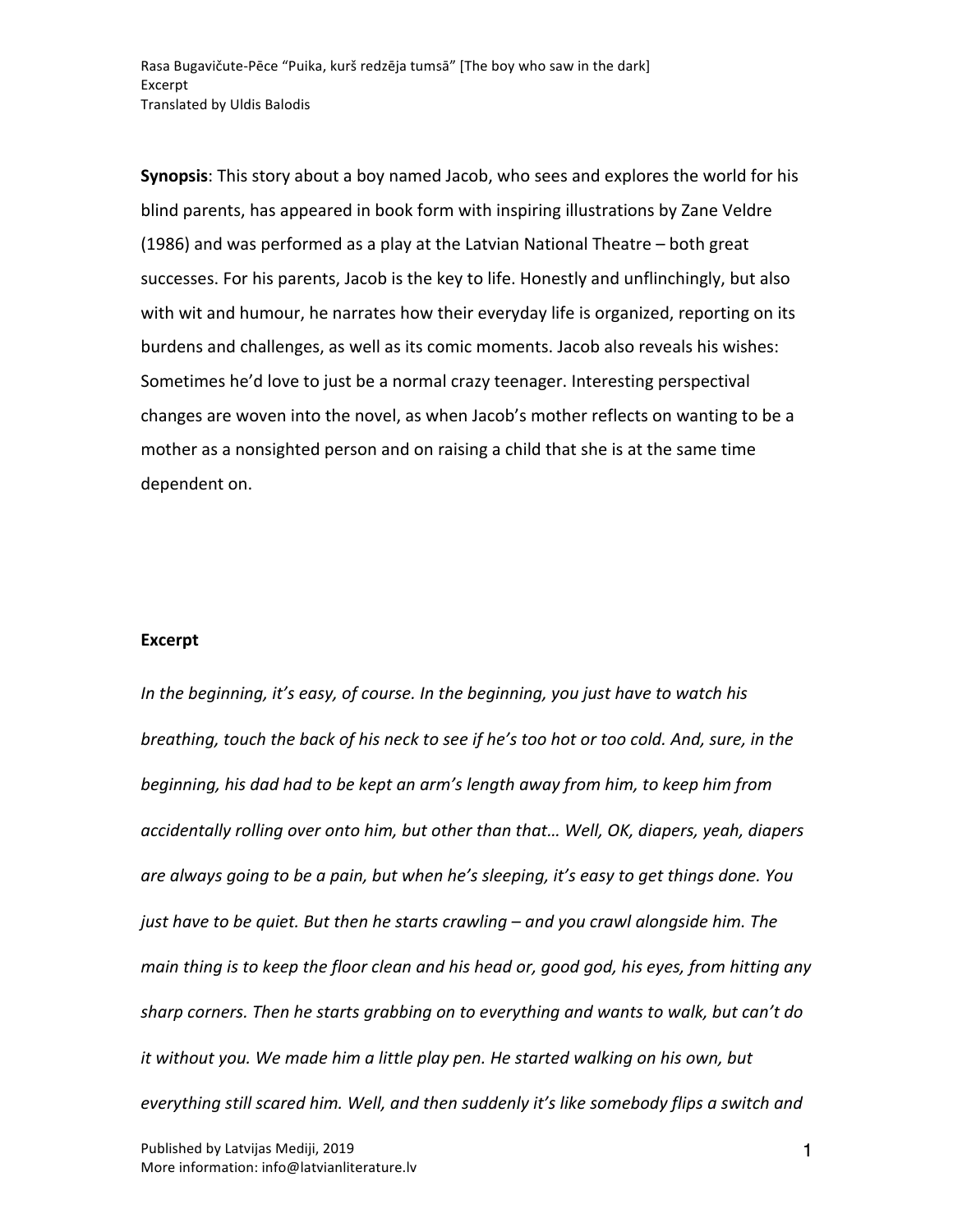**Synopsis**: This story about a boy named Jacob, who sees and explores the world for his blind parents, has appeared in book form with inspiring illustrations by Zane Veldre (1986) and was performed as a play at the Latvian National Theatre – both great successes. For his parents, Jacob is the key to life. Honestly and unflinchingly, but also with wit and humour, he narrates how their everyday life is organized, reporting on its burdens and challenges, as well as its comic moments. Jacob also reveals his wishes: Sometimes he'd love to just be a normal crazy teenager. Interesting perspectival changes are woven into the novel, as when Jacob's mother reflects on wanting to be a mother as a nonsighted person and on raising a child that she is at the same time dependent on.

**Excerpt**

*In the beginning, it's easy, of course. In the beginning, you just have to watch his breathing, touch the back of his neck to see if he's too hot or too cold. And, sure, in the beginning, his dad had to be kept an arm's length away from him, to keep him from accidentally rolling over onto him, but other than that… Well, OK, diapers, yeah, diapers are always going to be a pain, but when he's sleeping, it's easy to get things done. You just have to be quiet. But then he starts crawling – and you crawl alongside him. The main thing is to keep the floor clean and his head or, good god, his eyes, from hitting any sharp corners. Then he starts grabbing on to everything and wants to walk, but can't do it without you. We made him a little play pen. He started walking on his own, but everything still scared him. Well, and then suddenly it's like somebody flips a switch and*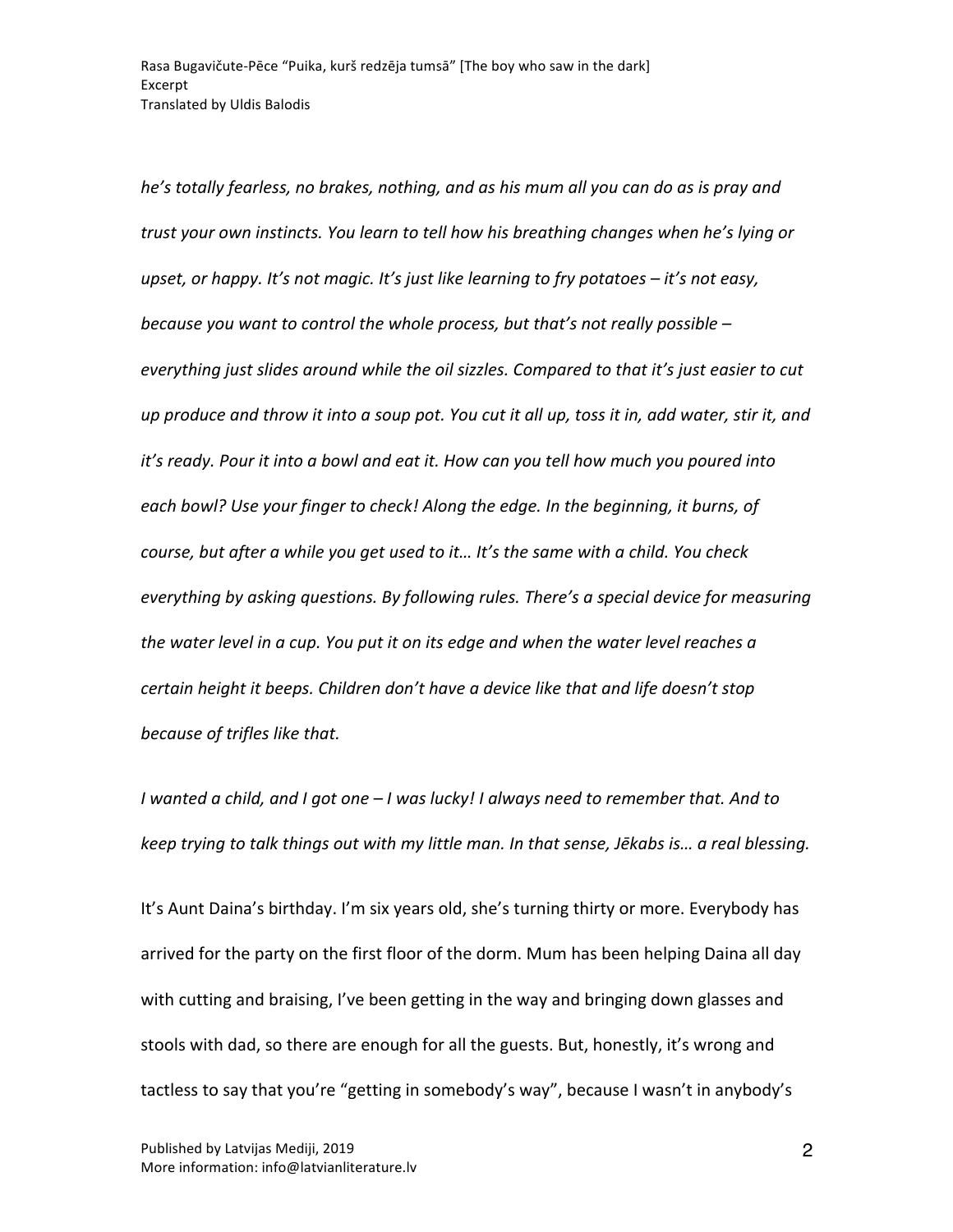*he's totally fearless, no brakes, nothing, and as his mum all you can do as is pray and trust your own instincts. You learn to tell how his breathing changes when he's lying or upset, or happy. It's not magic. It's just like learning to fry potatoes – it's not easy, because you want to control the whole process, but that's not really possible – everything just slides around while the oil sizzles. Compared to that it's just easier to cut up produce and throw it into a soup pot. You cut it all up, toss it in, add water, stir it, and it's ready. Pour it into a bowl and eat it. How can you tell how much you poured into each bowl? Use your finger to check! Along the edge. In the beginning, it burns, of course, but after a while you get used to it… It's the same with a child. You check everything by asking questions. By following rules. There's a special device for measuring the water level in a cup. You put it on its edge and when the water level reaches a certain height it beeps. Children don't have a device like that and life doesn't stop because of trifles like that.*

*I wanted a child, and I got one – I was lucky! I always need to remember that. And to keep trying to talk things out with my little man. In that sense, Jēkabs is… a real blessing.*

It's Aunt Daina's birthday. I'm six years old, she's turning thirty or more. Everybody has arrived for the party on the first floor of the dorm. Mum has been helping Daina all day with cutting and braising, I've been getting in the way and bringing down glasses and stools with dad, so there are enough for all the guests. But, honestly, it's wrong and tactless to say that you're "getting in somebody's way", because I wasn't in anybody's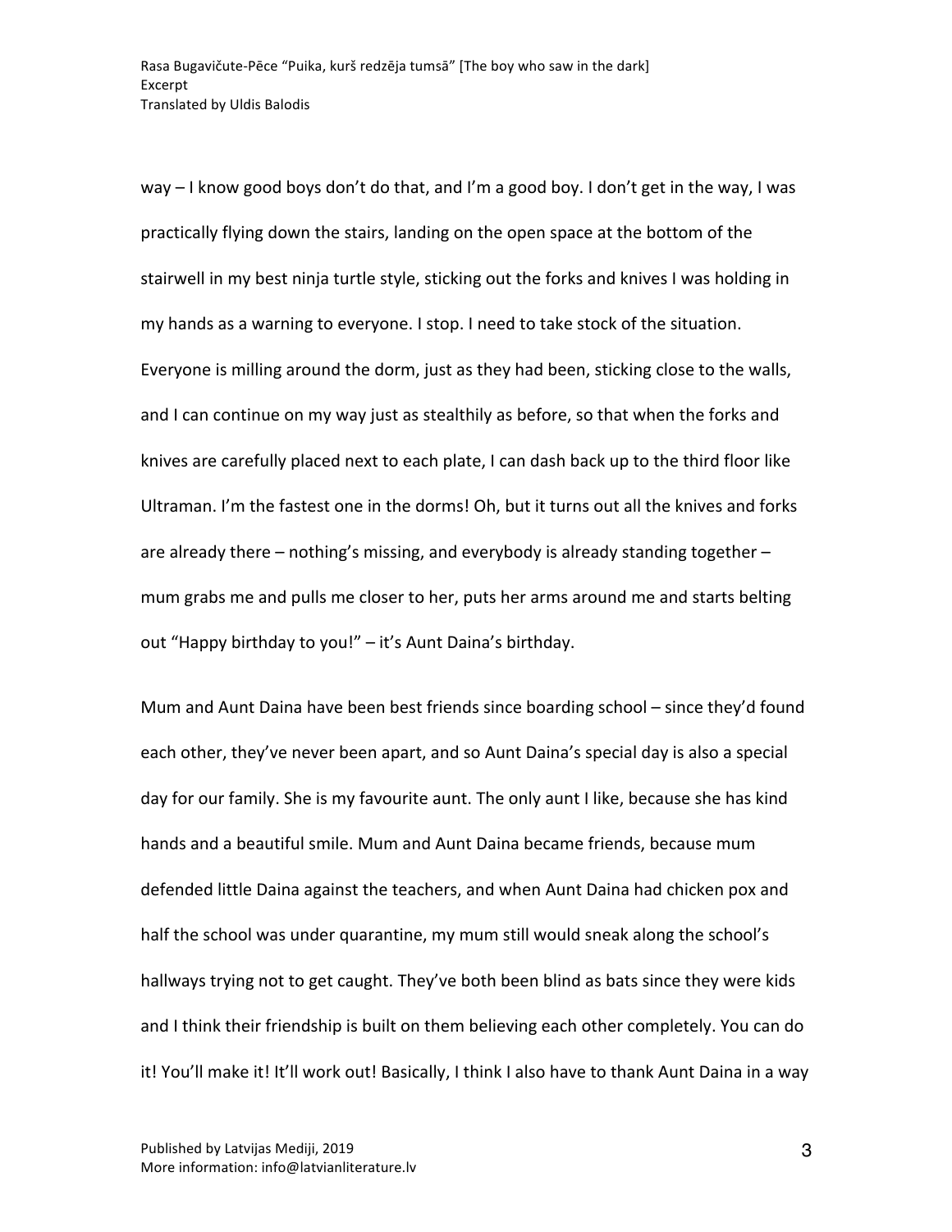way – I know good boys don't do that, and I'm a good boy. I don't get in the way, I was practically flying down the stairs, landing on the open space at the bottom of the stairwell in my best ninja turtle style, sticking out the forks and knives I was holding in my hands as a warning to everyone. I stop. I need to take stock of the situation. Everyone is milling around the dorm, just as they had been, sticking close to the walls, and I can continue on my way just as stealthily as before, so that when the forks and knives are carefully placed next to each plate, I can dash back up to the third floor like Ultraman. I'm the fastest one in the dorms! Oh, but it turns out all the knives and forks are already there – nothing's missing, and everybody is already standing together – mum grabs me and pulls me closer to her, puts her arms around me and starts belting out "Happy birthday to you!" – it's Aunt Daina's birthday.

Mum and Aunt Daina have been best friends since boarding school – since they'd found each other, they've never been apart, and so Aunt Daina's special day is also a special day for our family. She is my favourite aunt. The only aunt I like, because she has kind hands and a beautiful smile. Mum and Aunt Daina became friends, because mum defended little Daina against the teachers, and when Aunt Daina had chicken pox and half the school was under quarantine, my mum still would sneak along the school's hallways trying not to get caught. They've both been blind as bats since they were kids and I think their friendship is built on them believing each other completely. You can do it! You'll make it! It'll work out! Basically, I think I also have to thank Aunt Daina in a way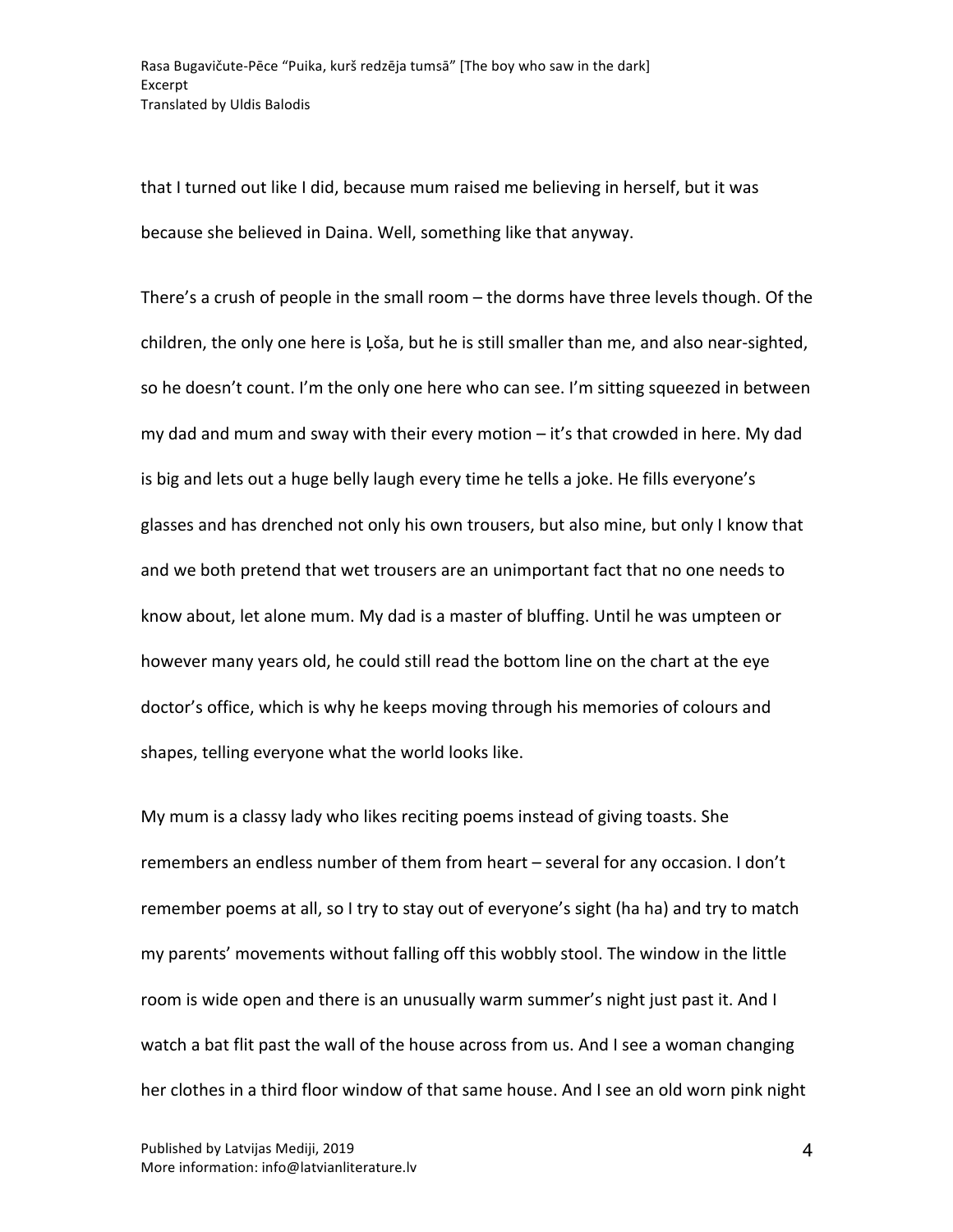that I turned out like I did, because mum raised me believing in herself, but it was because she believed in Daina. Well, something like that anyway.

There's a crush of people in the small room – the dorms have three levels though. Of the children, the only one here is Ļoša, but he is still smaller than me, and also near-sighted, so he doesn't count. I'm the only one here who can see. I'm sitting squeezed in between my dad and mum and sway with their every motion – it's that crowded in here. My dad is big and lets out a huge belly laugh every time he tells a joke. He fills everyone's glasses and has drenched not only his own trousers, but also mine, but only I know that and we both pretend that wet trousers are an unimportant fact that no one needs to know about, let alone mum. My dad is a master of bluffing. Until he was umpteen or however many years old, he could still read the bottom line on the chart at the eye doctor's office, which is why he keeps moving through his memories of colours and shapes, telling everyone what the world looks like.

My mum is a classy lady who likes reciting poems instead of giving toasts. She remembers an endless number of them from heart – several for any occasion. I don't remember poems at all, so I try to stay out of everyone's sight (ha ha) and try to match my parents' movements without falling off this wobbly stool. The window in the little room is wide open and there is an unusually warm summer's night just past it. And I watch a bat flit past the wall of the house across from us. And I see a woman changing her clothes in a third floor window of that same house. And I see an old worn pink night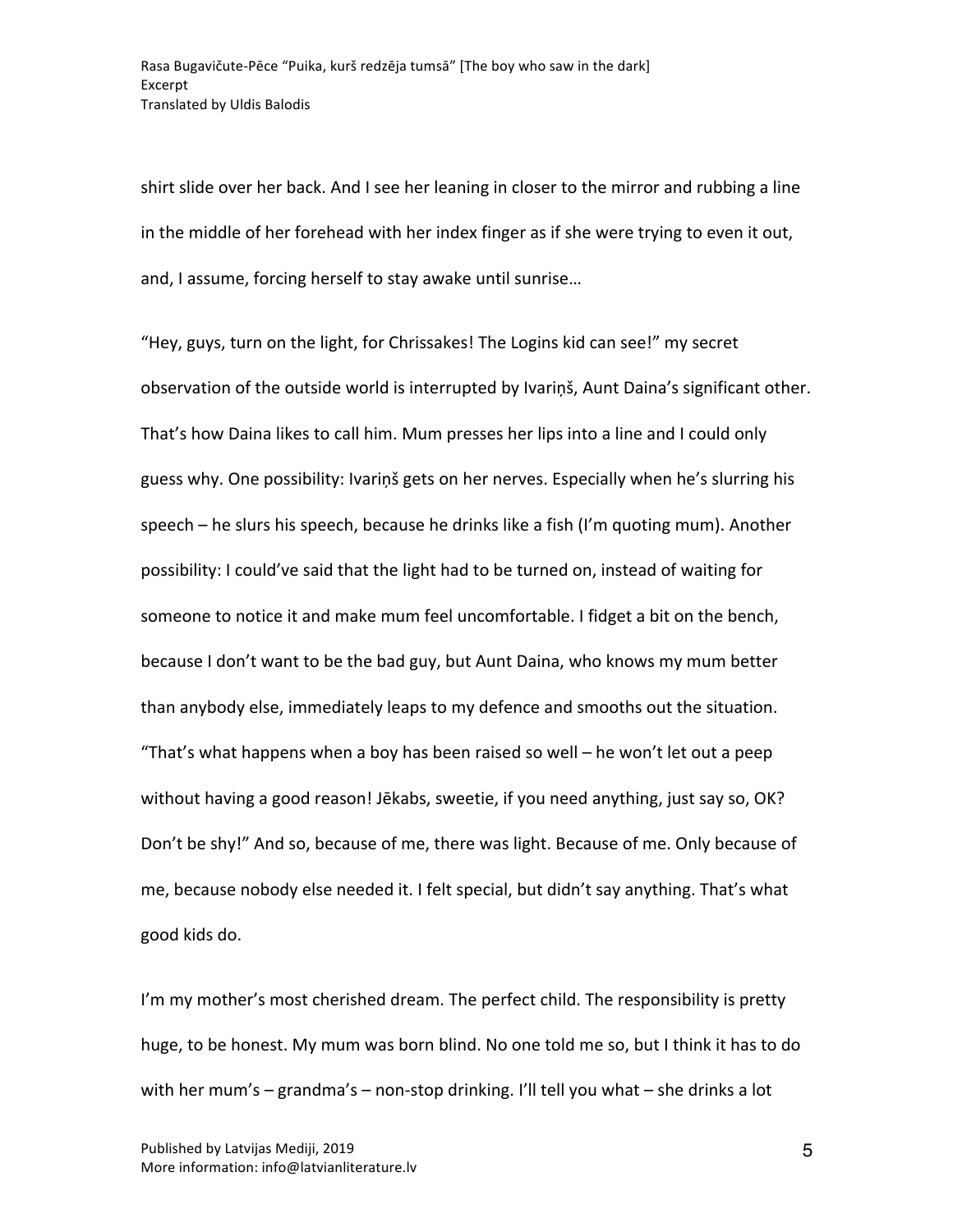shirt slide over her back. And I see her leaning in closer to the mirror and rubbing a line in the middle of her forehead with her index finger as if she were trying to even it out, and, I assume, forcing herself to stay awake until sunrise…

"Hey, guys, turn on the light, for Chrissakes! The Logins kid can see!" my secret observation of the outside world is interrupted by Ivariņš, Aunt Daina's significant other. That's how Daina likes to call him. Mum presses her lips into a line and I could only guess why. One possibility: Ivariņš gets on her nerves. Especially when he's slurring his speech – he slurs his speech, because he drinks like a fish (I'm quoting mum). Another possibility: I could've said that the light had to be turned on, instead of waiting for someone to notice it and make mum feel uncomfortable. I fidget a bit on the bench, because I don't want to be the bad guy, but Aunt Daina, who knows my mum better than anybody else, immediately leaps to my defence and smooths out the situation. "That's what happens when a boy has been raised so well – he won't let out a peep without having a good reason! Jēkabs, sweetie, if you need anything, just say so, OK? Don't be shy!" And so, because of me, there was light. Because of me. Only because of me, because nobody else needed it. I felt special, but didn't say anything. That's what good kids do.

I'm my mother's most cherished dream. The perfect child. The responsibility is pretty huge, to be honest. My mum was born blind. No one told me so, but I think it has to do with her mum's – grandma's – non-stop drinking. I'll tell you what – she drinks a lot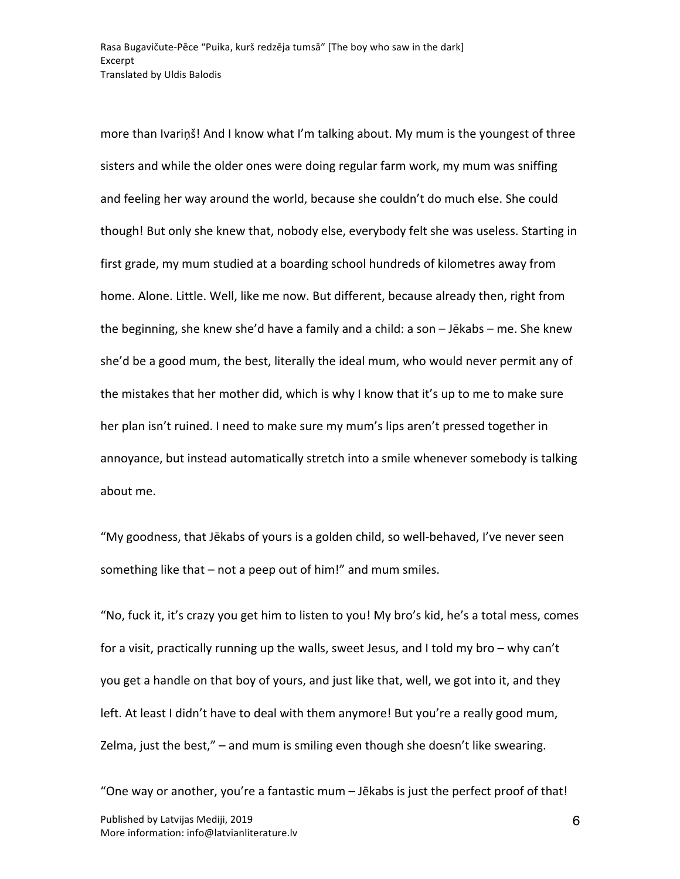more than Ivariņš! And I know what I'm talking about. My mum is the youngest of three sisters and while the older ones were doing regular farm work, my mum was sniffing and feeling her way around the world, because she couldn't do much else. She could though! But only she knew that, nobody else, everybody felt she was useless. Starting in first grade, my mum studied at a boarding school hundreds of kilometres away from home. Alone. Little. Well, like me now. But different, because already then, right from the beginning, she knew she'd have a family and a child: a son – Jēkabs – me. She knew she'd be a good mum, the best, literally the ideal mum, who would never permit any of the mistakes that her mother did, which is why I know that it's up to me to make sure her plan isn't ruined. I need to make sure my mum's lips aren't pressed together in annoyance, but instead automatically stretch into a smile whenever somebody is talking about me.

"My goodness, that Jēkabs of yours is a golden child, so well-behaved, I've never seen something like that – not a peep out of him!" and mum smiles.

"No, fuck it, it's crazy you get him to listen to you! My bro's kid, he's a total mess, comes for a visit, practically running up the walls, sweet Jesus, and I told my bro – why can't you get a handle on that boy of yours, and just like that, well, we got into it, and they left. At least I didn't have to deal with them anymore! But you're a really good mum, Zelma, just the best," – and mum is smiling even though she doesn't like swearing.

"One way or another, you're a fantastic mum – Jēkabs is just the perfect proof of that!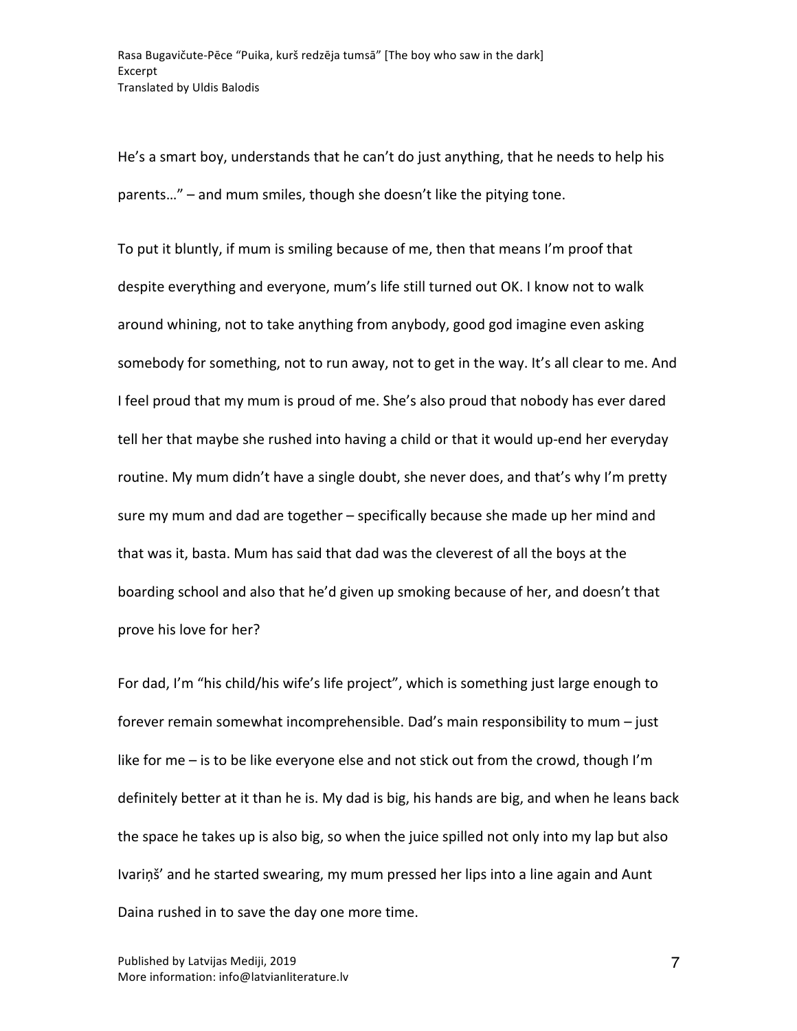He's a smart boy, understands that he can't do just anything, that he needs to help his parents..." – and mum smiles, though she doesn't like the pitying tone.

To put it bluntly, if mum is smiling because of me, then that means I'm proof that despite everything and everyone, mum's life still turned out OK. I know not to walk around whining, not to take anything from anybody, good god imagine even asking somebody for something, not to run away, not to get in the way. It's all clear to me. And I feel proud that my mum is proud of me. She's also proud that nobody has ever dared tell her that maybe she rushed into having a child or that it would up-end her everyday routine. My mum didn't have a single doubt, she never does, and that's why I'm pretty sure my mum and dad are together – specifically because she made up her mind and that was it, basta. Mum has said that dad was the cleverest of all the boys at the boarding school and also that he'd given up smoking because of her, and doesn't that prove his love for her?

For dad, I'm "his child/his wife's life project", which is something just large enough to forever remain somewhat incomprehensible. Dad's main responsibility to mum – just like for me – is to be like everyone else and not stick out from the crowd, though I'm definitely better at it than he is. My dad is big, his hands are big, and when he leans back the space he takes up is also big, so when the juice spilled not only into my lap but also Ivariņš' and he started swearing, my mum pressed her lips into a line again and Aunt Daina rushed in to save the day one more time.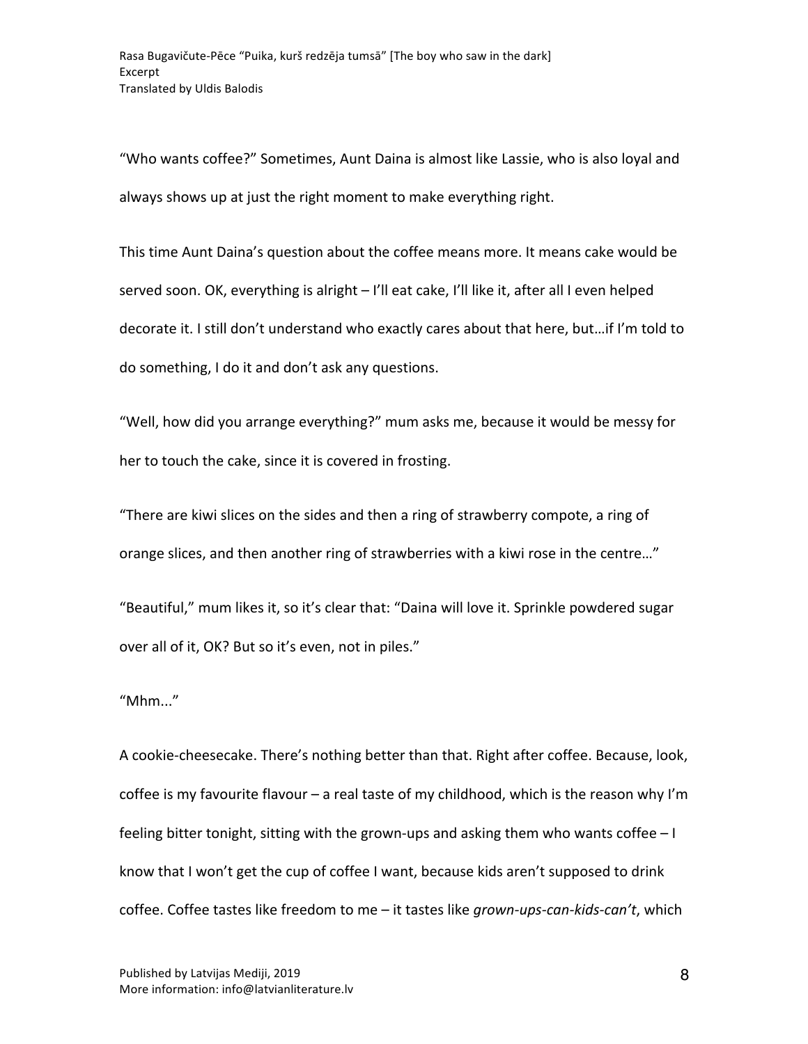“Who wants coffee?” Sometimes, Aunt Daina is almost like Lassie, who is also loyal and always shows up at just the right moment to make everything right.

This time Aunt Daina’s question about the coffee means more. It means cake would be served soon. OK, everything is alright – I’ll eat cake, I’ll like it, after all I even helped decorate it. I still don’t understand who exactly cares about that here, but…if I’m told to do something, I do it and don’t ask any questions.

“Well, how did you arrange everything?” mum asks me, because it would be messy for her to touch the cake, since it is covered in frosting.

“There are kiwi slices on the sides and then a ring of strawberry compote, a ring of orange slices, and then another ring of strawberries with a kiwi rose in the centre…”

“Beautiful,” mum likes it, so it’s clear that: “Daina will love it. Sprinkle powdered sugar over all of it, OK? But so it’s even, not in piles.”

“Mhm...”

A cookie-cheesecake. There’s nothing better than that. Right after coffee. Because, look, coffee is my favourite flavour – a real taste of my childhood, which is the reason why I’m feeling bitter tonight, sitting with the grown-ups and asking them who wants coffee – I know that I won’t get the cup of coffee I want, because kids aren’t supposed to drink coffee. Coffee tastes like freedom to me – it tastes like *grown-ups-can-kids-can’t*, which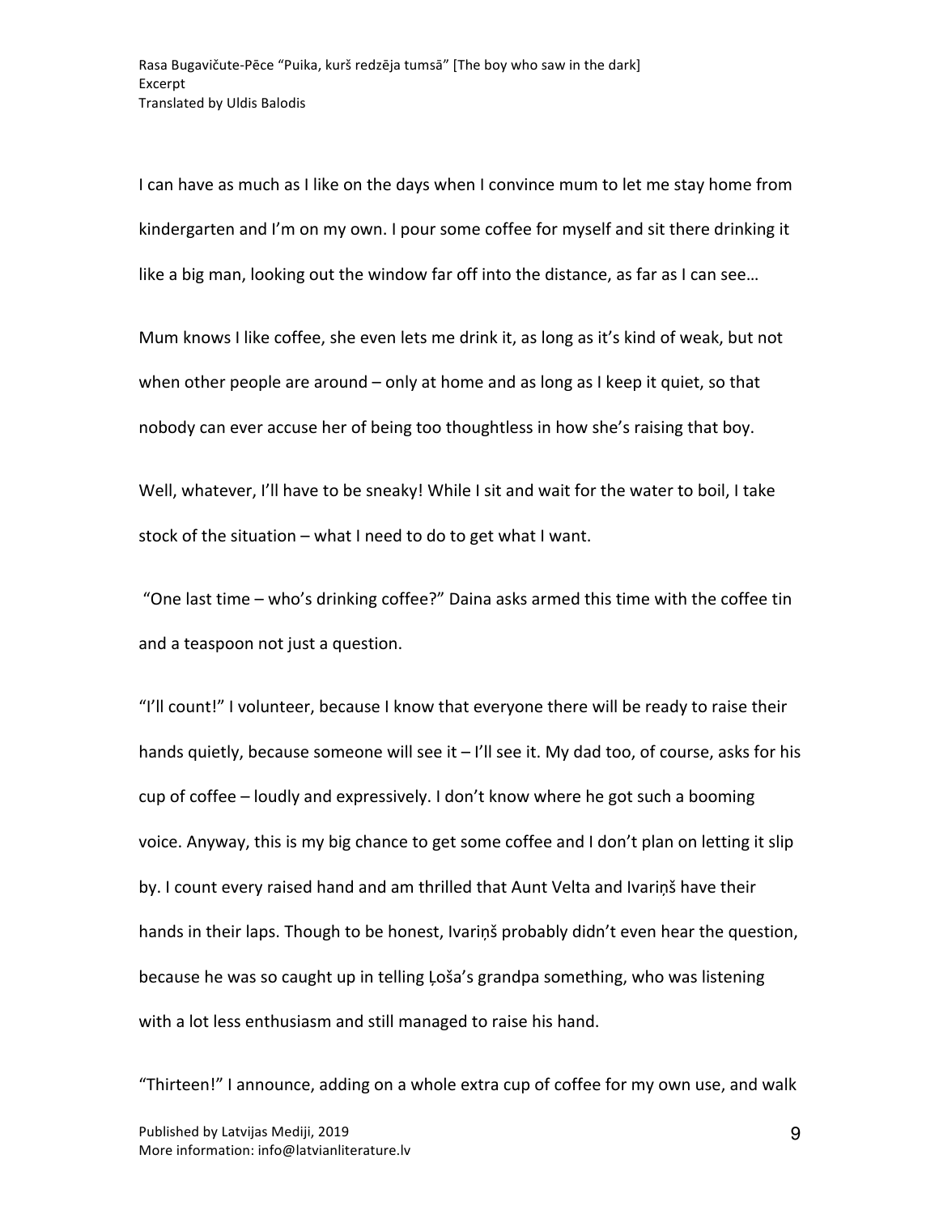I can have as much as I like on the days when I convince mum to let me stay home from kindergarten and I'm on my own. I pour some coffee for myself and sit there drinking it like a big man, looking out the window far off into the distance, as far as I can see…

Mum knows I like coffee, she even lets me drink it, as long as it's kind of weak, but not when other people are around – only at home and as long as I keep it quiet, so that nobody can ever accuse her of being too thoughtless in how she's raising that boy.

Well, whatever, I'll have to be sneaky! While I sit and wait for the water to boil, I take stock of the situation – what I need to do to get what I want.

"One last time – who's drinking coffee?" Daina asks armed this time with the coffee tin and a teaspoon not just a question.

"I'll count!" I volunteer, because I know that everyone there will be ready to raise their hands quietly, because someone will see it – I'll see it. My dad too, of course, asks for his cup of coffee – loudly and expressively. I don't know where he got such a booming voice. Anyway, this is my big chance to get some coffee and I don't plan on letting it slip by. I count every raised hand and am thrilled that Aunt Velta and Ivariņš have their hands in their laps. Though to be honest, Ivariņš probably didn't even hear the question, because he was so caught up in telling Ļoša's grandpa something, who was listening with a lot less enthusiasm and still managed to raise his hand.

"Thirteen!" I announce, adding on a whole extra cup of coffee for my own use, and walk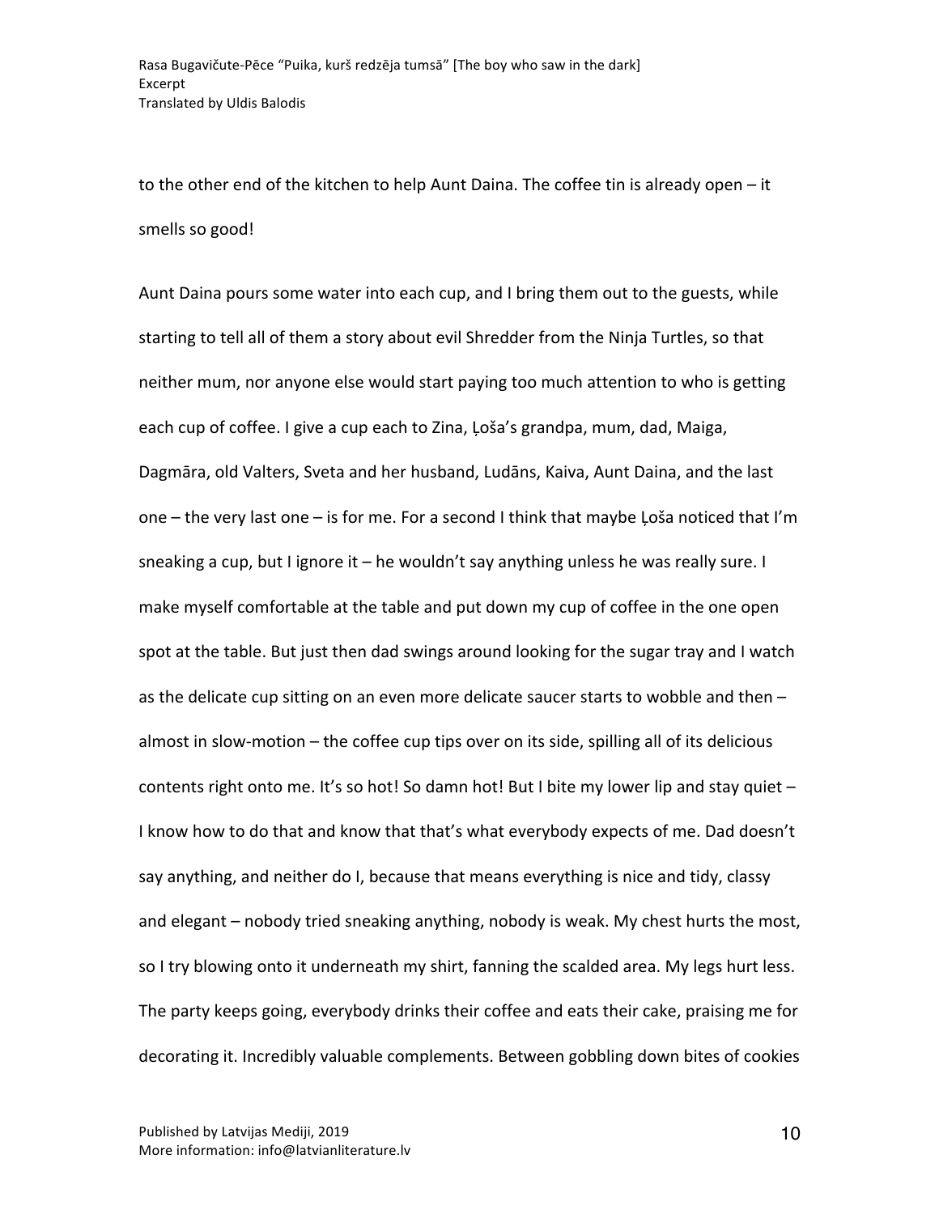to the other end of the kitchen to help Aunt Daina. The coffee tin is already open – it smells so good!

Aunt Daina pours some water into each cup, and I bring them out to the guests, while starting to tell all of them a story about evil Shredder from the Ninja Turtles, so that neither mum, nor anyone else would start paying too much attention to who is getting each cup of coffee. I give a cup each to Zina, Ļoša's grandpa, mum, dad, Maiga, Dagmāra, old Valters, Sveta and her husband, Ludāns, Kaiva, Aunt Daina, and the last one – the very last one – is for me. For a second I think that maybe Ļoša noticed that I'm sneaking a cup, but I ignore it – he wouldn't say anything unless he was really sure. I make myself comfortable at the table and put down my cup of coffee in the one open spot at the table. But just then dad swings around looking for the sugar tray and I watch as the delicate cup sitting on an even more delicate saucer starts to wobble and then – almost in slow-motion – the coffee cup tips over on its side, spilling all of its delicious contents right onto me. It's so hot! So damn hot! But I bite my lower lip and stay quiet – I know how to do that and know that that's what everybody expects of me. Dad doesn't say anything, and neither do I, because that means everything is nice and tidy, classy and elegant – nobody tried sneaking anything, nobody is weak. My chest hurts the most, so I try blowing onto it underneath my shirt, fanning the scalded area. My legs hurt less. The party keeps going, everybody drinks their coffee and eats their cake, praising me for decorating it. Incredibly valuable complements. Between gobbling down bites of cookies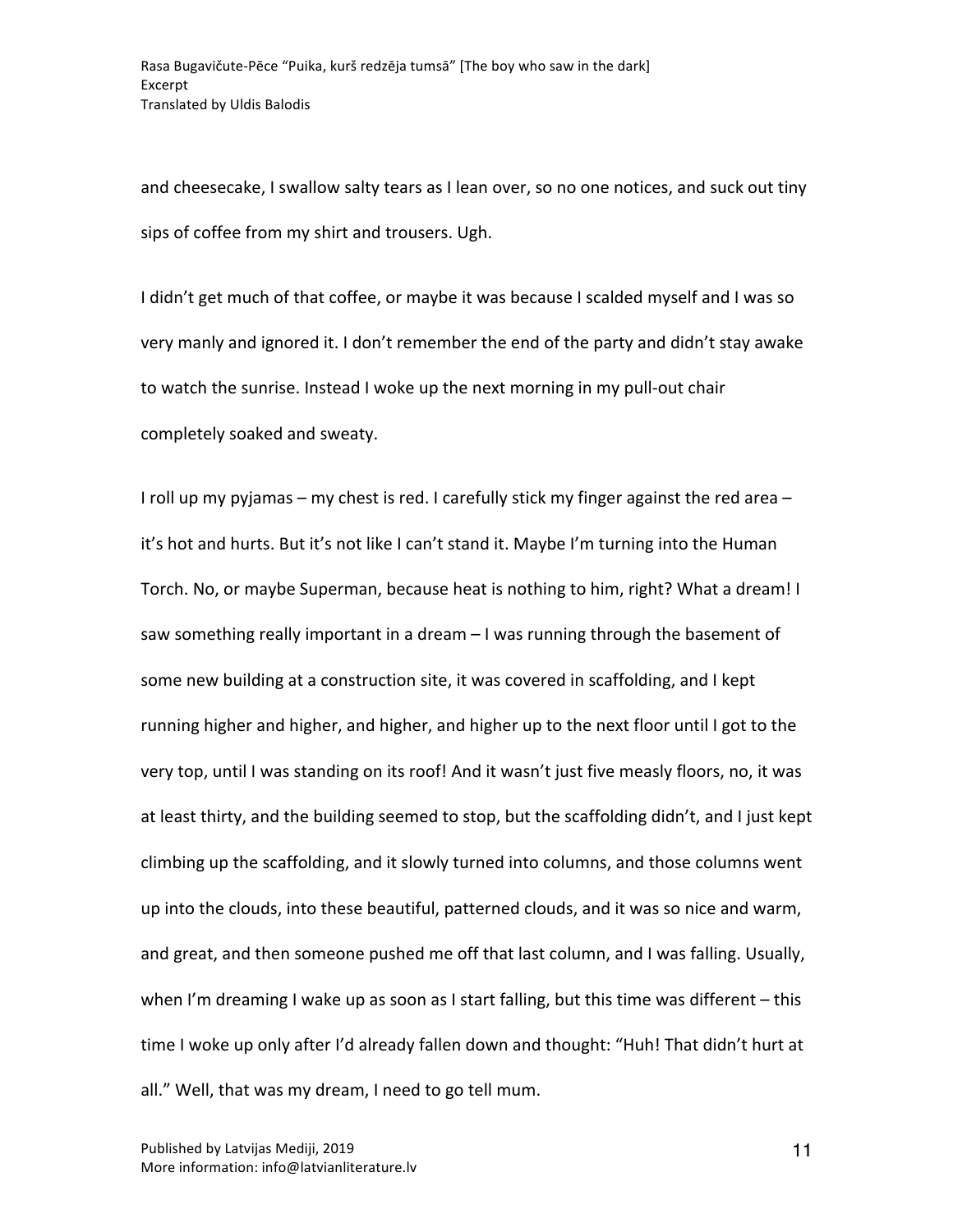and cheesecake, I swallow salty tears as I lean over, so no one notices, and suck out tiny sips of coffee from my shirt and trousers. Ugh.

I didn't get much of that coffee, or maybe it was because I scalded myself and I was so very manly and ignored it. I don't remember the end of the party and didn't stay awake to watch the sunrise. Instead I woke up the next morning in my pull-out chair completely soaked and sweaty.

I roll up my pyjamas – my chest is red. I carefully stick my finger against the red area – it's hot and hurts. But it's not like I can't stand it. Maybe I'm turning into the Human Torch. No, or maybe Superman, because heat is nothing to him, right? What a dream! I saw something really important in a dream – I was running through the basement of some new building at a construction site, it was covered in scaffolding, and I kept running higher and higher, and higher, and higher up to the next floor until I got to the very top, until I was standing on its roof! And it wasn't just five measly floors, no, it was at least thirty, and the building seemed to stop, but the scaffolding didn't, and I just kept climbing up the scaffolding, and it slowly turned into columns, and those columns went up into the clouds, into these beautiful, patterned clouds, and it was so nice and warm, and great, and then someone pushed me off that last column, and I was falling. Usually, when I'm dreaming I wake up as soon as I start falling, but this time was different – this time I woke up only after I'd already fallen down and thought: "Huh! That didn't hurt at all." Well, that was my dream, I need to go tell mum.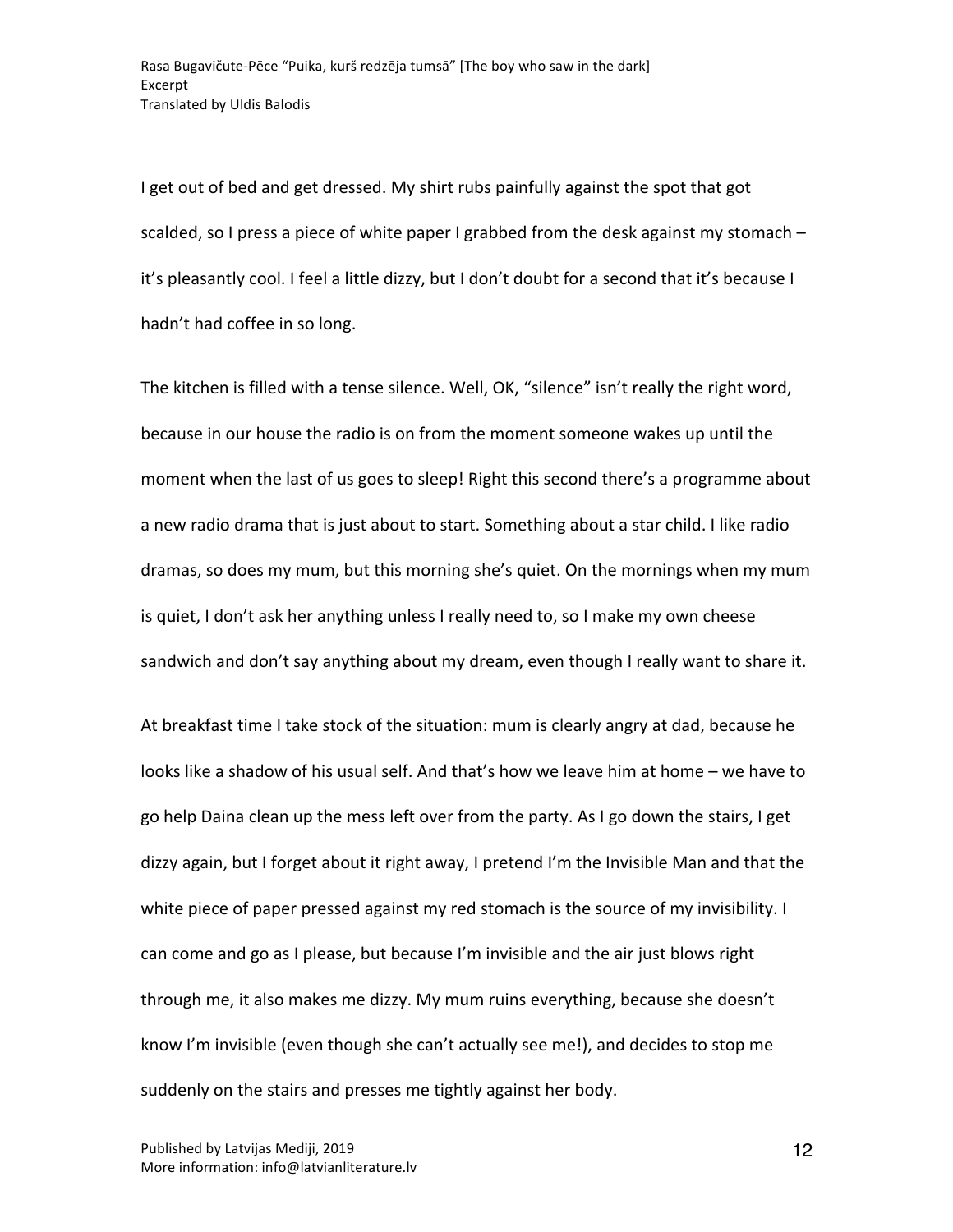I get out of bed and get dressed. My shirt rubs painfully against the spot that got scalded, so I press a piece of white paper I grabbed from the desk against my stomach – it's pleasantly cool. I feel a little dizzy, but I don't doubt for a second that it's because I hadn't had coffee in so long.

The kitchen is filled with a tense silence. Well, OK, "silence" isn't really the right word, because in our house the radio is on from the moment someone wakes up until the moment when the last of us goes to sleep! Right this second there's a programme about a new radio drama that is just about to start. Something about a star child. I like radio dramas, so does my mum, but this morning she's quiet. On the mornings when my mum is quiet, I don't ask her anything unless I really need to, so I make my own cheese sandwich and don't say anything about my dream, even though I really want to share it.

At breakfast time I take stock of the situation: mum is clearly angry at dad, because he looks like a shadow of his usual self. And that's how we leave him at home – we have to go help Daina clean up the mess left over from the party. As I go down the stairs, I get dizzy again, but I forget about it right away, I pretend I'm the Invisible Man and that the white piece of paper pressed against my red stomach is the source of my invisibility. I can come and go as I please, but because I'm invisible and the air just blows right through me, it also makes me dizzy. My mum ruins everything, because she doesn't know I'm invisible (even though she can't actually see me!), and decides to stop me suddenly on the stairs and presses me tightly against her body.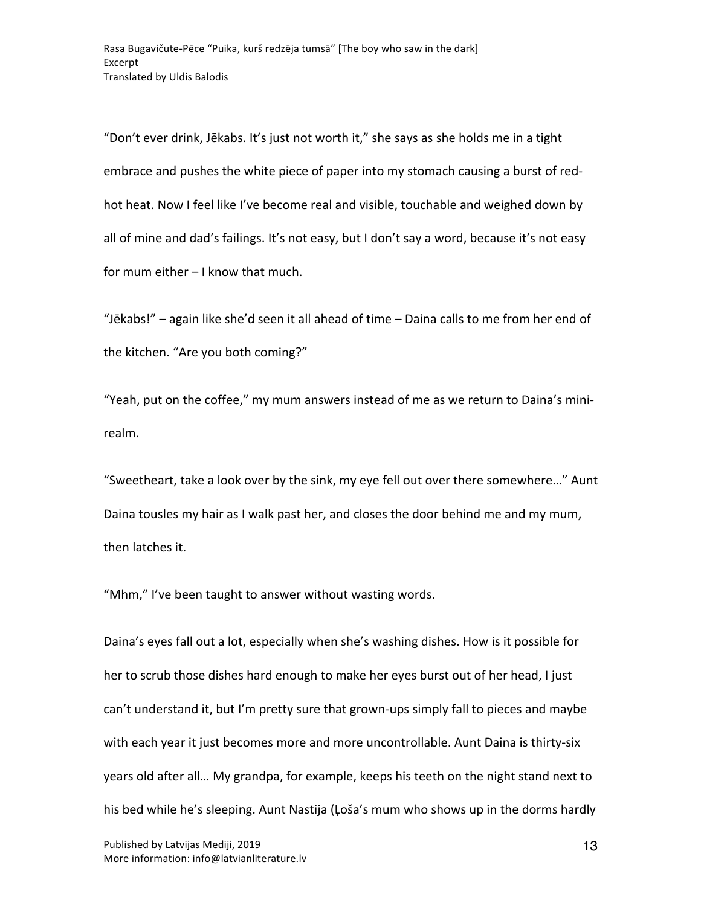“Don’t ever drink, Jēkabs. It’s just not worth it,” she says as she holds me in a tight embrace and pushes the white piece of paper into my stomach causing a burst of red-hot heat. Now I feel like I’ve become real and visible, touchable and weighed down by all of mine and dad’s failings. It’s not easy, but I don’t say a word, because it’s not easy for mum either – I know that much.

“Jēkabs!” – again like she’d seen it all ahead of time – Daina calls to me from her end of the kitchen. “Are you both coming?”

“Yeah, put on the coffee,” my mum answers instead of me as we return to Daina’s mini-realm.

“Sweetheart, take a look over by the sink, my eye fell out over there somewhere…” Aunt Daina tousles my hair as I walk past her, and closes the door behind me and my mum, then latches it.

“Mhm,” I’ve been taught to answer without wasting words.

Daina’s eyes fall out a lot, especially when she’s washing dishes. How is it possible for her to scrub those dishes hard enough to make her eyes burst out of her head, I just can’t understand it, but I’m pretty sure that grown-ups simply fall to pieces and maybe with each year it just becomes more and more uncontrollable. Aunt Daina is thirty-six years old after all… My grandpa, for example, keeps his teeth on the night stand next to his bed while he’s sleeping. Aunt Nastija (Ļoša’s mum who shows up in the dorms hardly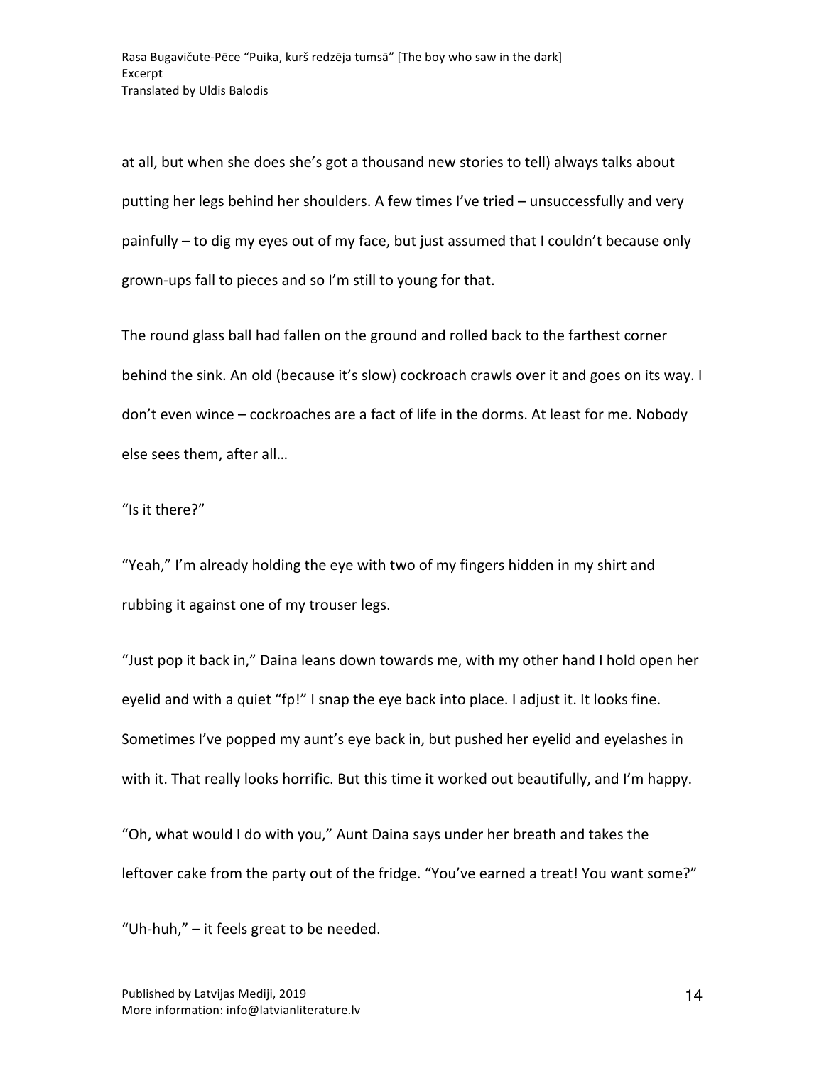at all, but when she does she's got a thousand new stories to tell) always talks about putting her legs behind her shoulders. A few times I've tried – unsuccessfully and very painfully – to dig my eyes out of my face, but just assumed that I couldn't because only grown-ups fall to pieces and so I'm still to young for that.

The round glass ball had fallen on the ground and rolled back to the farthest corner behind the sink. An old (because it's slow) cockroach crawls over it and goes on its way. I don't even wince – cockroaches are a fact of life in the dorms. At least for me. Nobody else sees them, after all…

"Is it there?"

"Yeah," I'm already holding the eye with two of my fingers hidden in my shirt and rubbing it against one of my trouser legs.

"Just pop it back in," Daina leans down towards me, with my other hand I hold open her eyelid and with a quiet "fp!" I snap the eye back into place. I adjust it. It looks fine. Sometimes I've popped my aunt's eye back in, but pushed her eyelid and eyelashes in with it. That really looks horrific. But this time it worked out beautifully, and I'm happy.

"Oh, what would I do with you," Aunt Daina says under her breath and takes the leftover cake from the party out of the fridge. "You've earned a treat! You want some?"

"Uh-huh," – it feels great to be needed.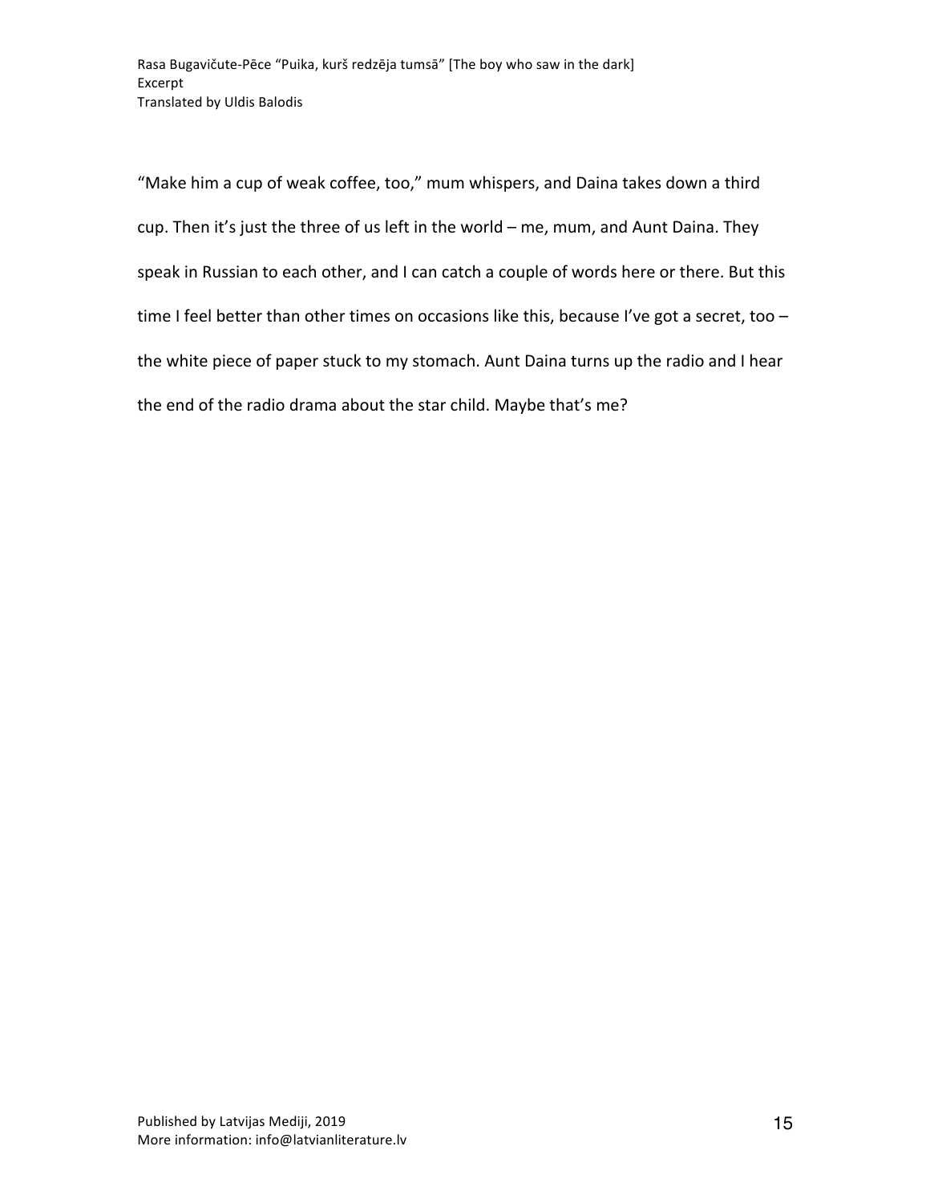"Make him a cup of weak coffee, too," mum whispers, and Daina takes down a third cup. Then it's just the three of us left in the world – me, mum, and Aunt Daina. They speak in Russian to each other, and I can catch a couple of words here or there. But this time I feel better than other times on occasions like this, because I've got a secret, too – the white piece of paper stuck to my stomach. Aunt Daina turns up the radio and I hear the end of the radio drama about the star child. Maybe that's me?